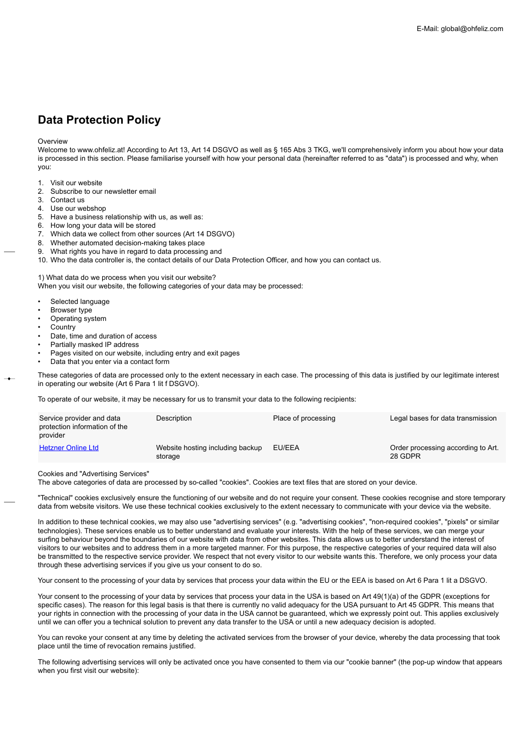E-Mail: global@ohfeliz.com

# Data Protection Policy

Overview

Welcome to www.ohfeliz.at! According to Art 13, Art 14 DSGVO as well as § 165 Abs 3 TKG, we'll comprehensively inform you about how your data is processed in this section. Please familiarise yourself with how your personal data (hereinafter referred to as "data") is processed and why, when you:

1. Visit our website
2. Subscribe to our newsletter email
3. Contact us
4. Use our webshop
5. Have a business relationship with us, as well as:
6. How long your data will be stored
7. Which data we collect from other sources (Art 14 DSGVO)
8. Whether automated decision-making takes place
9. What rights you have in regard to data processing and
10. Who the data controller is, the contact details of our Data Protection Officer, and how you can contact us.

1) What data do we process when you visit our website?

When you visit our website, the following categories of your data may be processed:

- Selected language
- Browser type
- Operating system
- Country
- Date, time and duration of access
- Partially masked IP address
- Pages visited on our website, including entry and exit pages
- Data that you enter via a contact form

These categories of data are processed only to the extent necessary in each case. The processing of this data is justified by our legitimate interest in operating our website (Art 6 Para 1 lit f DSGVO).

To operate of our website, it may be necessary for us to transmit your data to the following recipients:

| Service provider and data protection information of the provider | Description | Place of processing | Legal bases for data transmission |
|---|---|---|---|
| Hetzner Online Ltd | Website hosting including backup storage | EU/EEA | Order processing according to Art. 28 GDPR |

Cookies and "Advertising Services"

The above categories of data are processed by so-called "cookies". Cookies are text files that are stored on your device.

"Technical" cookies exclusively ensure the functioning of our website and do not require your consent. These cookies recognise and store temporary data from website visitors. We use these technical cookies exclusively to the extent necessary to communicate with your device via the website.

In addition to these technical cookies, we may also use "advertising services" (e.g. "advertising cookies", "non-required cookies", "pixels" or similar technologies). These services enable us to better understand and evaluate your interests. With the help of these services, we can merge your surfing behaviour beyond the boundaries of our website with data from other websites. This data allows us to better understand the interest of visitors to our websites and to address them in a more targeted manner. For this purpose, the respective categories of your required data will also be transmitted to the respective service provider. We respect that not every visitor to our website wants this. Therefore, we only process your data through these advertising services if you give us your consent to do so.

Your consent to the processing of your data by services that process your data within the EU or the EEA is based on Art 6 Para 1 lit a DSGVO.

Your consent to the processing of your data by services that process your data in the USA is based on Art 49(1)(a) of the GDPR (exceptions for specific cases). The reason for this legal basis is that there is currently no valid adequacy for the USA pursuant to Art 45 GDPR. This means that your rights in connection with the processing of your data in the USA cannot be guaranteed, which we expressly point out. This applies exclusively until we can offer you a technical solution to prevent any data transfer to the USA or until a new adequacy decision is adopted.

You can revoke your consent at any time by deleting the activated services from the browser of your device, whereby the data processing that took place until the time of revocation remains justified.

The following advertising services will only be activated once you have consented to them via our "cookie banner" (the pop-up window that appears when you first visit our website):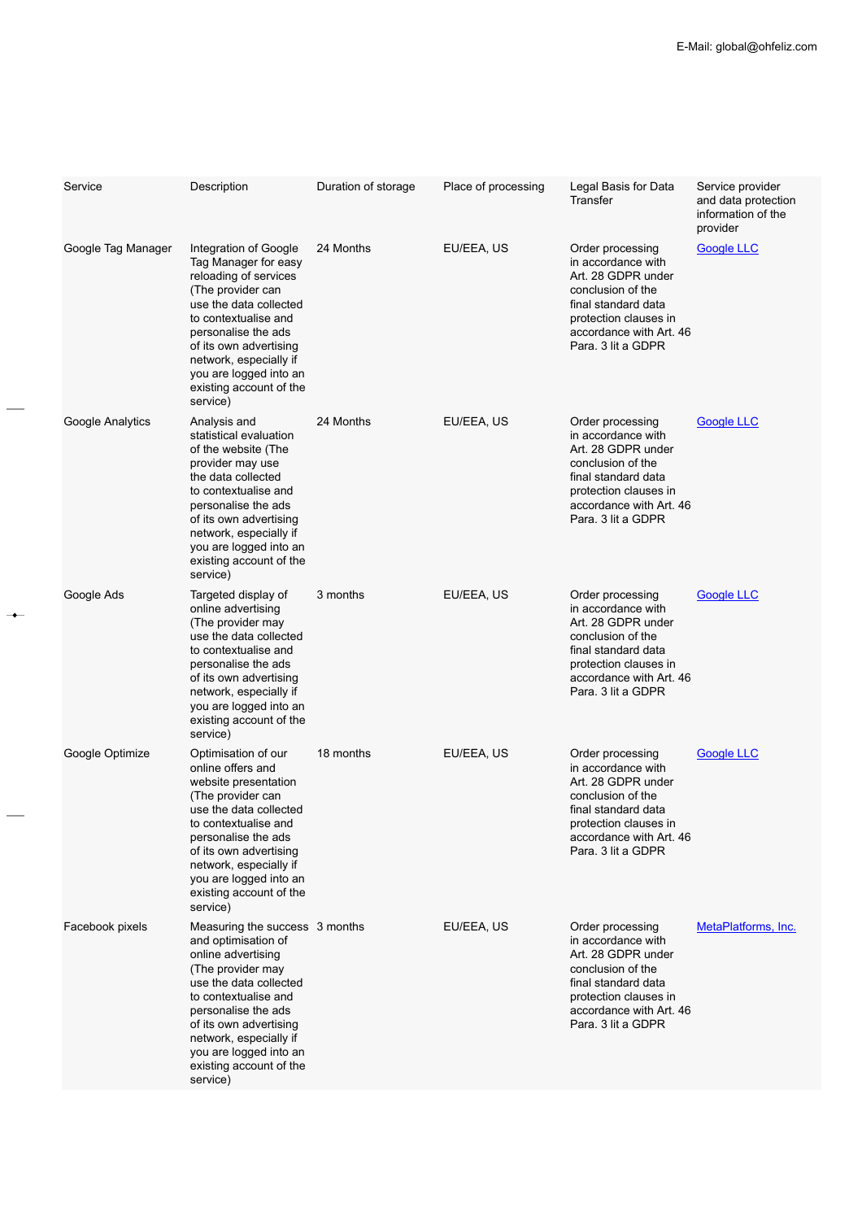E-Mail: global@ohfeliz.com

| Service | Description | Duration of storage | Place of processing | Legal Basis for Data Transfer | Service provider and data protection information of the provider |
|---|---|---|---|---|---|
| Google Tag Manager | Integration of Google Tag Manager for easy reloading of services (The provider can use the data collected to contextualise and personalise the ads of its own advertising network, especially if you are logged into an existing account of the service) | 24 Months | EU/EEA, US | Order processing in accordance with Art. 28 GDPR under conclusion of the final standard data protection clauses in accordance with Art. 46 Para. 3 lit a GDPR | Google LLC |
| Google Analytics | Analysis and statistical evaluation of the website (The provider may use the data collected to contextualise and personalise the ads of its own advertising network, especially if you are logged into an existing account of the service) | 24 Months | EU/EEA, US | Order processing in accordance with Art. 28 GDPR under conclusion of the final standard data protection clauses in accordance with Art. 46 Para. 3 lit a GDPR | Google LLC |
| Google Ads | Targeted display of online advertising (The provider may use the data collected to contextualise and personalise the ads of its own advertising network, especially if you are logged into an existing account of the service) | 3 months | EU/EEA, US | Order processing in accordance with Art. 28 GDPR under conclusion of the final standard data protection clauses in accordance with Art. 46 Para. 3 lit a GDPR | Google LLC |
| Google Optimize | Optimisation of our online offers and website presentation (The provider can use the data collected to contextualise and personalise the ads of its own advertising network, especially if you are logged into an existing account of the service) | 18 months | EU/EEA, US | Order processing in accordance with Art. 28 GDPR under conclusion of the final standard data protection clauses in accordance with Art. 46 Para. 3 lit a GDPR | Google LLC |
| Facebook pixels | Measuring the success and optimisation of online advertising (The provider may use the data collected to contextualise and personalise the ads of its own advertising network, especially if you are logged into an existing account of the service) | 3 months | EU/EEA, US | Order processing in accordance with Art. 28 GDPR under conclusion of the final standard data protection clauses in accordance with Art. 46 Para. 3 lit a GDPR | MetaPlatforms, Inc. |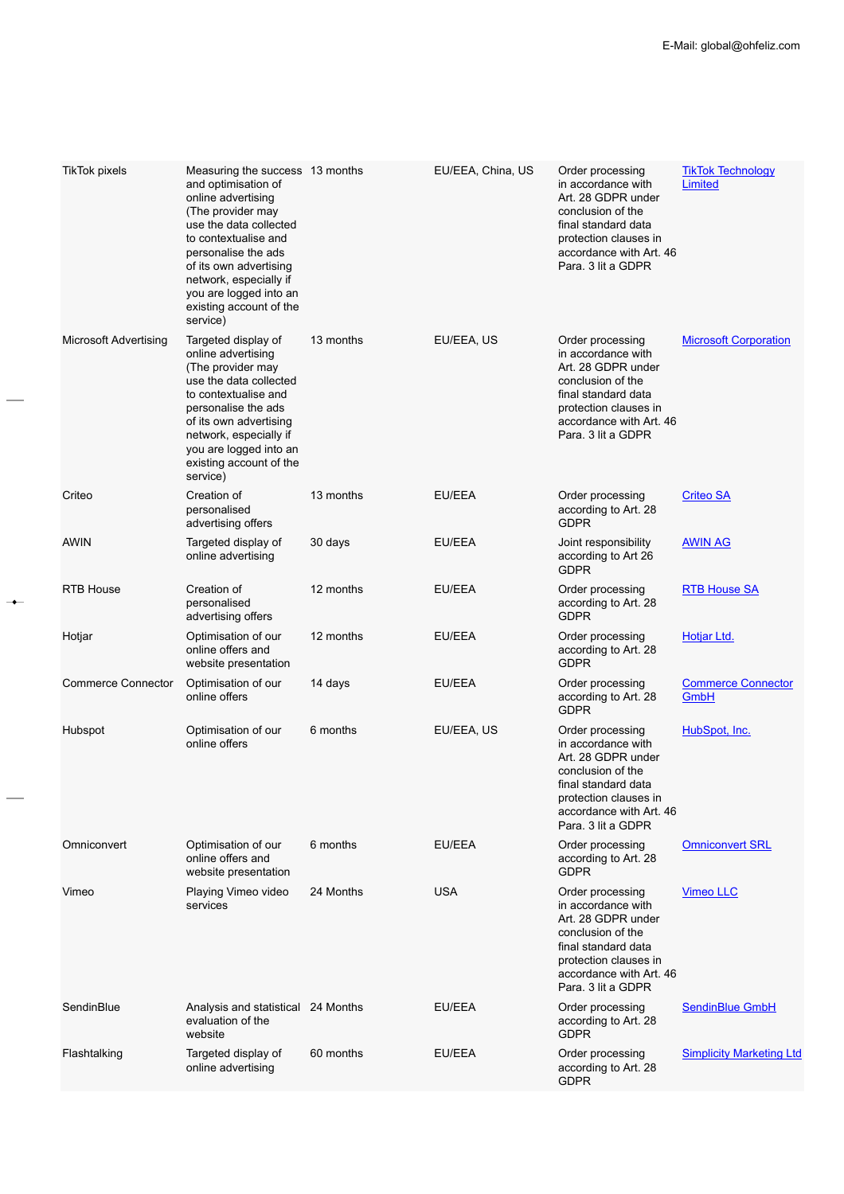| | | | | | |
|---|---|---|---|---|---|
| TikTok pixels | Measuring the success and optimisation of online advertising (The provider may use the data collected to contextualise and personalise the ads of its own advertising network, especially if you are logged into an existing account of the service) | 13 months | EU/EEA, China, US | Order processing in accordance with Art. 28 GDPR under conclusion of the final standard data protection clauses in accordance with Art. 46 Para. 3 lit a GDPR | TikTok Technology Limited |
| Microsoft Advertising | Targeted display of online advertising (The provider may use the data collected to contextualise and personalise the ads of its own advertising network, especially if you are logged into an existing account of the service) | 13 months | EU/EEA, US | Order processing in accordance with Art. 28 GDPR under conclusion of the final standard data protection clauses in accordance with Art. 46 Para. 3 lit a GDPR | Microsoft Corporation |
| Criteo | Creation of personalised advertising offers | 13 months | EU/EEA | Order processing according to Art. 28 GDPR | Criteo SA |
| AWIN | Targeted display of online advertising | 30 days | EU/EEA | Joint responsibility according to Art 26 GDPR | AWIN AG |
| RTB House | Creation of personalised advertising offers | 12 months | EU/EEA | Order processing according to Art. 28 GDPR | RTB House SA |
| Hotjar | Optimisation of our online offers and website presentation | 12 months | EU/EEA | Order processing according to Art. 28 GDPR | Hotjar Ltd. |
| Commerce Connector | Optimisation of our online offers | 14 days | EU/EEA | Order processing according to Art. 28 GDPR | Commerce Connector GmbH |
| Hubspot | Optimisation of our online offers | 6 months | EU/EEA, US | Order processing in accordance with Art. 28 GDPR under conclusion of the final standard data protection clauses in accordance with Art. 46 Para. 3 lit a GDPR | HubSpot, Inc. |
| Omniconvert | Optimisation of our online offers and website presentation | 6 months | EU/EEA | Order processing according to Art. 28 GDPR | Omniconvert SRL |
| Vimeo | Playing Vimeo video services | 24 Months | USA | Order processing in accordance with Art. 28 GDPR under conclusion of the final standard data protection clauses in accordance with Art. 46 Para. 3 lit a GDPR | Vimeo LLC |
| SendinBlue | Analysis and statistical evaluation of the website | 24 Months | EU/EEA | Order processing according to Art. 28 GDPR | SendinBlue GmbH |
| Flashtalking | Targeted display of online advertising | 60 months | EU/EEA | Order processing according to Art. 28 GDPR | Simplicity Marketing Ltd |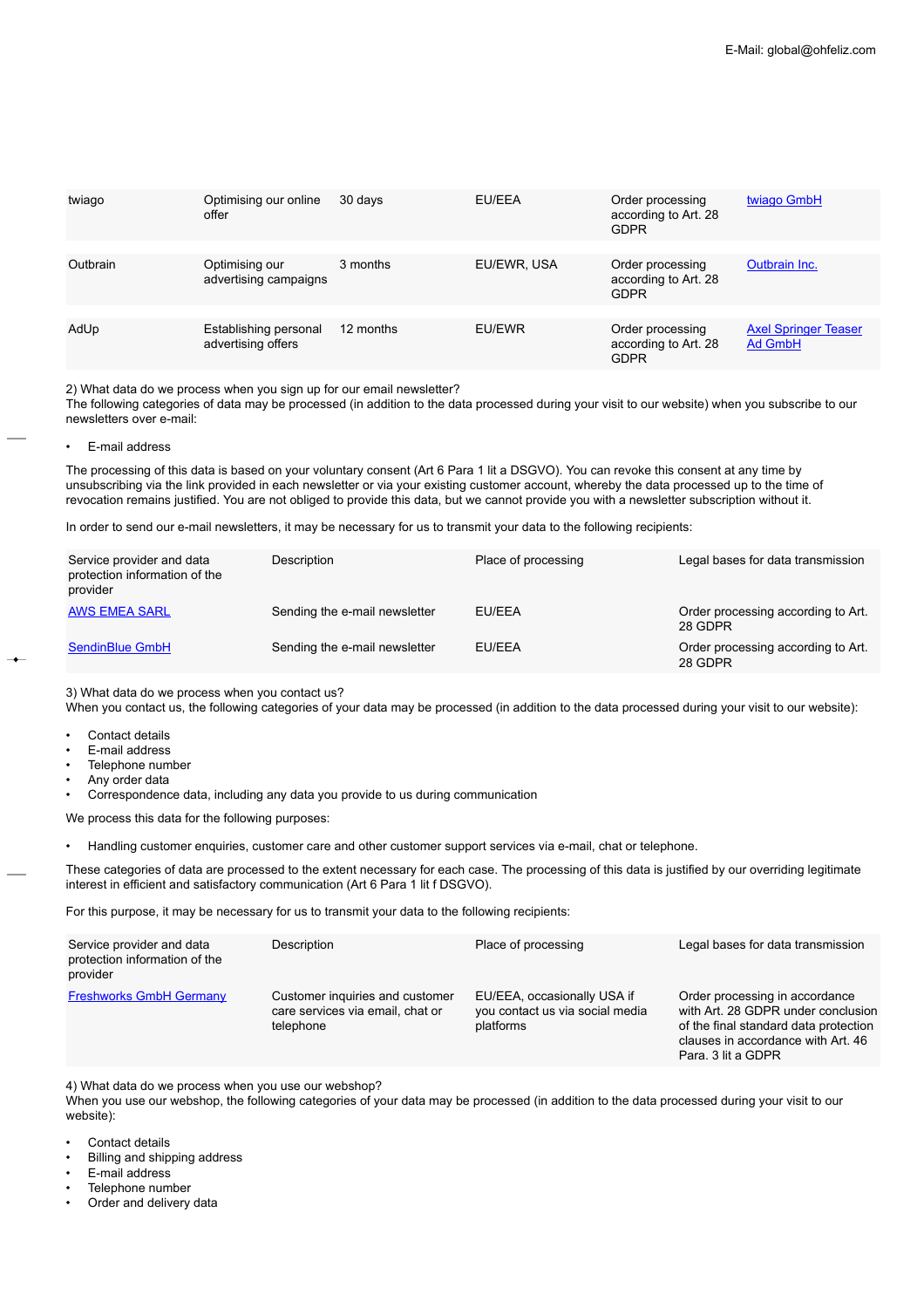| twiago | Optimising our online offer | 30 days | EU/EEA | Order processing according to Art. 28 GDPR | twiago GmbH |
|---|---|---|---|---|---|
| Outbrain | Optimising our advertising campaigns | 3 months | EU/EWR, USA | Order processing according to Art. 28 GDPR | Outbrain Inc. |
| AdUp | Establishing personal advertising offers | 12 months | EU/EWR | Order processing according to Art. 28 GDPR | Axel Springer Teaser Ad GmbH |

2) What data do we process when you sign up for our email newsletter?
The following categories of data may be processed (in addition to the data processed during your visit to our website) when you subscribe to our newsletters over e-mail:

- E-mail address

The processing of this data is based on your voluntary consent (Art 6 Para 1 lit a DSGVO). You can revoke this consent at any time by unsubscribing via the link provided in each newsletter or via your existing customer account, whereby the data processed up to the time of revocation remains justified. You are not obliged to provide this data, but we cannot provide you with a newsletter subscription without it.

In order to send our e-mail newsletters, it may be necessary for us to transmit your data to the following recipients:

| Service provider and data protection information of the provider | Description | Place of processing | Legal bases for data transmission |
|---|---|---|---|
| AWS EMEA SARL | Sending the e-mail newsletter | EU/EEA | Order processing according to Art. 28 GDPR |
| SendinBlue GmbH | Sending the e-mail newsletter | EU/EEA | Order processing according to Art. 28 GDPR |

3) What data do we process when you contact us?
When you contact us, the following categories of your data may be processed (in addition to the data processed during your visit to our website):

- Contact details
- E-mail address
- Telephone number
- Any order data
- Correspondence data, including any data you provide to us during communication

We process this data for the following purposes:

- Handling customer enquiries, customer care and other customer support services via e-mail, chat or telephone.

These categories of data are processed to the extent necessary for each case. The processing of this data is justified by our overriding legitimate interest in efficient and satisfactory communication (Art 6 Para 1 lit f DSGVO).

For this purpose, it may be necessary for us to transmit your data to the following recipients:

| Service provider and data protection information of the provider | Description | Place of processing | Legal bases for data transmission |
|---|---|---|---|
| Freshworks GmbH Germany | Customer inquiries and customer care services via email, chat or telephone | EU/EEA, occasionally USA if you contact us via social media platforms | Order processing in accordance with Art. 28 GDPR under conclusion of the final standard data protection clauses in accordance with Art. 46 Para. 3 lit a GDPR |

4) What data do we process when you use our webshop?
When you use our webshop, the following categories of your data may be processed (in addition to the data processed during your visit to our website):

- Contact details
- Billing and shipping address
- E-mail address
- Telephone number
- Order and delivery data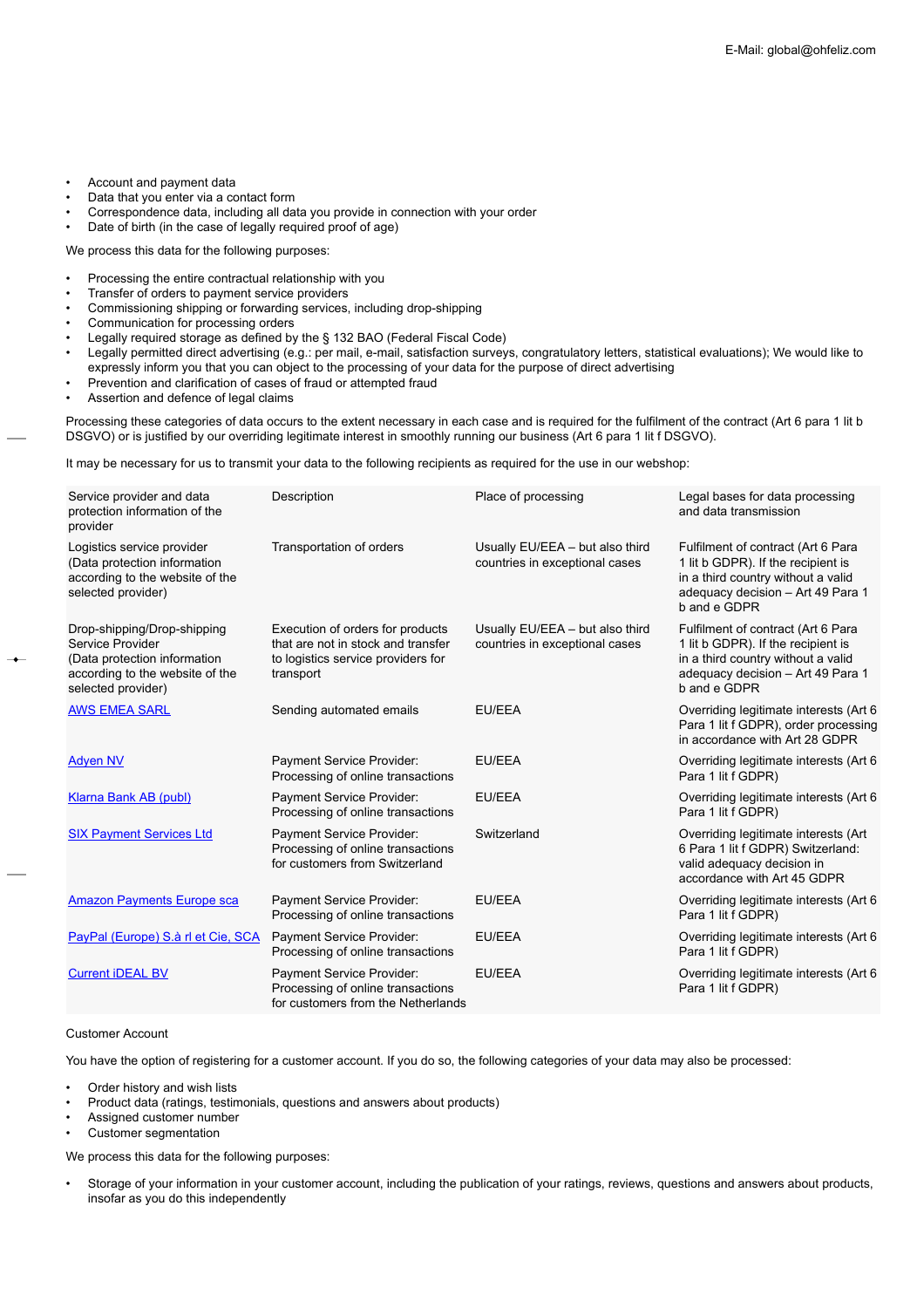- Account and payment data
- Data that you enter via a contact form
- Correspondence data, including all data you provide in connection with your order
- Date of birth (in the case of legally required proof of age)

We process this data for the following purposes:

- Processing the entire contractual relationship with you
- Transfer of orders to payment service providers
- Commissioning shipping or forwarding services, including drop-shipping
- Communication for processing orders
- Legally required storage as defined by the § 132 BAO (Federal Fiscal Code)
- Legally permitted direct advertising (e.g.: per mail, e-mail, satisfaction surveys, congratulatory letters, statistical evaluations); We would like to expressly inform you that you can object to the processing of your data for the purpose of direct advertising
- Prevention and clarification of cases of fraud or attempted fraud
- Assertion and defence of legal claims

Processing these categories of data occurs to the extent necessary in each case and is required for the fulfilment of the contract (Art 6 para 1 lit b DSGVO) or is justified by our overriding legitimate interest in smoothly running our business (Art 6 para 1 lit f DSGVO).

It may be necessary for us to transmit your data to the following recipients as required for the use in our webshop:

| Service provider and data protection information of the provider | Description | Place of processing | Legal bases for data processing and data transmission |
|---|---|---|---|
| Logistics service provider (Data protection information according to the website of the selected provider) | Transportation of orders | Usually EU/EEA – but also third countries in exceptional cases | Fulfilment of contract (Art 6 Para 1 lit b GDPR). If the recipient is in a third country without a valid adequacy decision – Art 49 Para 1 b and e GDPR |
| Drop-shipping/Drop-shipping Service Provider (Data protection information according to the website of the selected provider) | Execution of orders for products that are not in stock and transfer to logistics service providers for transport | Usually EU/EEA – but also third countries in exceptional cases | Fulfilment of contract (Art 6 Para 1 lit b GDPR). If the recipient is in a third country without a valid adequacy decision – Art 49 Para 1 b and e GDPR |
| AWS EMEA SARL | Sending automated emails | EU/EEA | Overriding legitimate interests (Art 6 Para 1 lit f GDPR), order processing in accordance with Art 28 GDPR |
| Adyen NV | Payment Service Provider: Processing of online transactions | EU/EEA | Overriding legitimate interests (Art 6 Para 1 lit f GDPR) |
| Klarna Bank AB (publ) | Payment Service Provider: Processing of online transactions | EU/EEA | Overriding legitimate interests (Art 6 Para 1 lit f GDPR) |
| SIX Payment Services Ltd | Payment Service Provider: Processing of online transactions for customers from Switzerland | Switzerland | Overriding legitimate interests (Art 6 Para 1 lit f GDPR) Switzerland: valid adequacy decision in accordance with Art 45 GDPR |
| Amazon Payments Europe sca | Payment Service Provider: Processing of online transactions | EU/EEA | Overriding legitimate interests (Art 6 Para 1 lit f GDPR) |
| PayPal (Europe) S.à rl et Cie, SCA | Payment Service Provider: Processing of online transactions | EU/EEA | Overriding legitimate interests (Art 6 Para 1 lit f GDPR) |
| Current iDEAL BV | Payment Service Provider: Processing of online transactions for customers from the Netherlands | EU/EEA | Overriding legitimate interests (Art 6 Para 1 lit f GDPR) |

Customer Account

You have the option of registering for a customer account. If you do so, the following categories of your data may also be processed:

- Order history and wish lists
- Product data (ratings, testimonials, questions and answers about products)
- Assigned customer number
- Customer segmentation

We process this data for the following purposes:

- Storage of your information in your customer account, including the publication of your ratings, reviews, questions and answers about products, insofar as you do this independently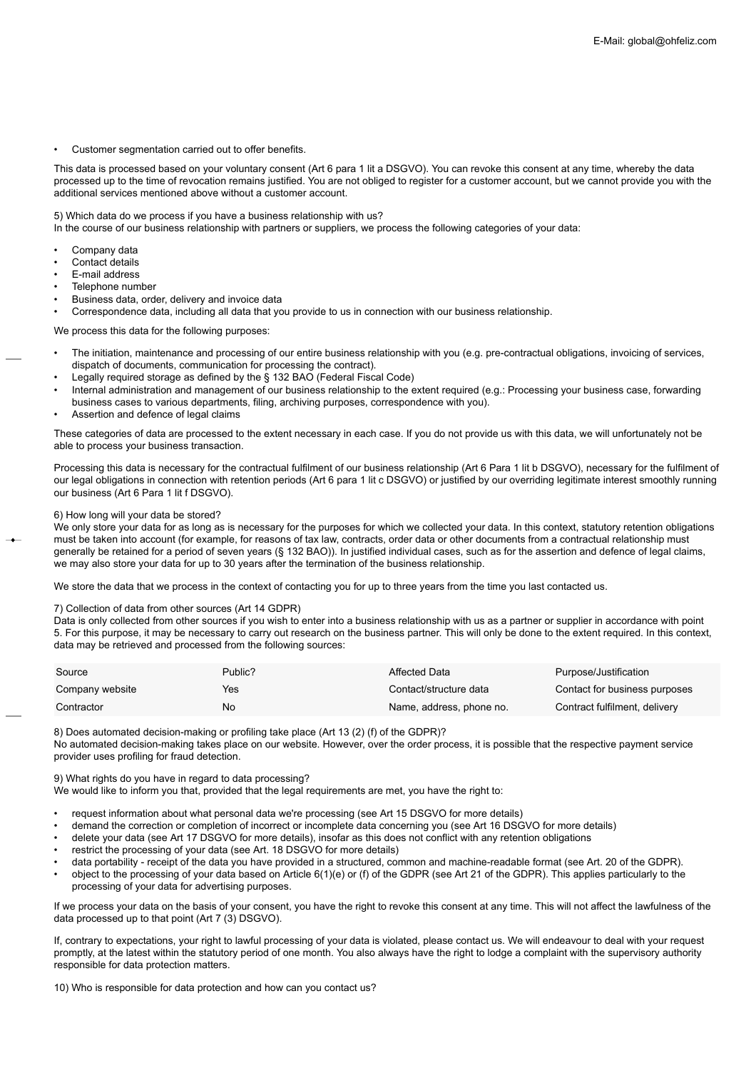- Customer segmentation carried out to offer benefits.

This data is processed based on your voluntary consent (Art 6 para 1 lit a DSGVO). You can revoke this consent at any time, whereby the data processed up to the time of revocation remains justified. You are not obliged to register for a customer account, but we cannot provide you with the additional services mentioned above without a customer account.

5) Which data do we process if you have a business relationship with us?
In the course of our business relationship with partners or suppliers, we process the following categories of your data:

- Company data
- Contact details
- E-mail address
- Telephone number
- Business data, order, delivery and invoice data
- Correspondence data, including all data that you provide to us in connection with our business relationship.

We process this data for the following purposes:

- The initiation, maintenance and processing of our entire business relationship with you (e.g. pre-contractual obligations, invoicing of services, dispatch of documents, communication for processing the contract).
- Legally required storage as defined by the § 132 BAO (Federal Fiscal Code)
- Internal administration and management of our business relationship to the extent required (e.g.: Processing your business case, forwarding business cases to various departments, filing, archiving purposes, correspondence with you).
- Assertion and defence of legal claims

These categories of data are processed to the extent necessary in each case. If you do not provide us with this data, we will unfortunately not be able to process your business transaction.

Processing this data is necessary for the contractual fulfilment of our business relationship (Art 6 Para 1 lit b DSGVO), necessary for the fulfilment of our legal obligations in connection with retention periods (Art 6 para 1 lit c DSGVO) or justified by our overriding legitimate interest smoothly running our business (Art 6 Para 1 lit f DSGVO).

6) How long will your data be stored?
We only store your data for as long as is necessary for the purposes for which we collected your data. In this context, statutory retention obligations must be taken into account (for example, for reasons of tax law, contracts, order data or other documents from a contractual relationship must generally be retained for a period of seven years (§ 132 BAO)). In justified individual cases, such as for the assertion and defence of legal claims, we may also store your data for up to 30 years after the termination of the business relationship.

We store the data that we process in the context of contacting you for up to three years from the time you last contacted us.

7) Collection of data from other sources (Art 14 GDPR)
Data is only collected from other sources if you wish to enter into a business relationship with us as a partner or supplier in accordance with point 5. For this purpose, it may be necessary to carry out research on the business partner. This will only be done to the extent required. In this context, data may be retrieved and processed from the following sources:

| Source | Public? | Affected Data | Purpose/Justification |
|---|---|---|---|
| Company website | Yes | Contact/structure data | Contact for business purposes |
| Contractor | No | Name, address, phone no. | Contract fulfilment, delivery |

8) Does automated decision-making or profiling take place (Art 13 (2) (f) of the GDPR)?
No automated decision-making takes place on our website. However, over the order process, it is possible that the respective payment service provider uses profiling for fraud detection.

9) What rights do you have in regard to data processing?
We would like to inform you that, provided that the legal requirements are met, you have the right to:

- request information about what personal data we're processing (see Art 15 DSGVO for more details)
- demand the correction or completion of incorrect or incomplete data concerning you (see Art 16 DSGVO for more details)
- delete your data (see Art 17 DSGVO for more details), insofar as this does not conflict with any retention obligations
- restrict the processing of your data (see Art. 18 DSGVO for more details)
- data portability - receipt of the data you have provided in a structured, common and machine-readable format (see Art. 20 of the GDPR).
- object to the processing of your data based on Article 6(1)(e) or (f) of the GDPR (see Art 21 of the GDPR). This applies particularly to the processing of your data for advertising purposes.

If we process your data on the basis of your consent, you have the right to revoke this consent at any time. This will not affect the lawfulness of the data processed up to that point (Art 7 (3) DSGVO).

If, contrary to expectations, your right to lawful processing of your data is violated, please contact us. We will endeavour to deal with your request promptly, at the latest within the statutory period of one month. You also always have the right to lodge a complaint with the supervisory authority responsible for data protection matters.

10) Who is responsible for data protection and how can you contact us?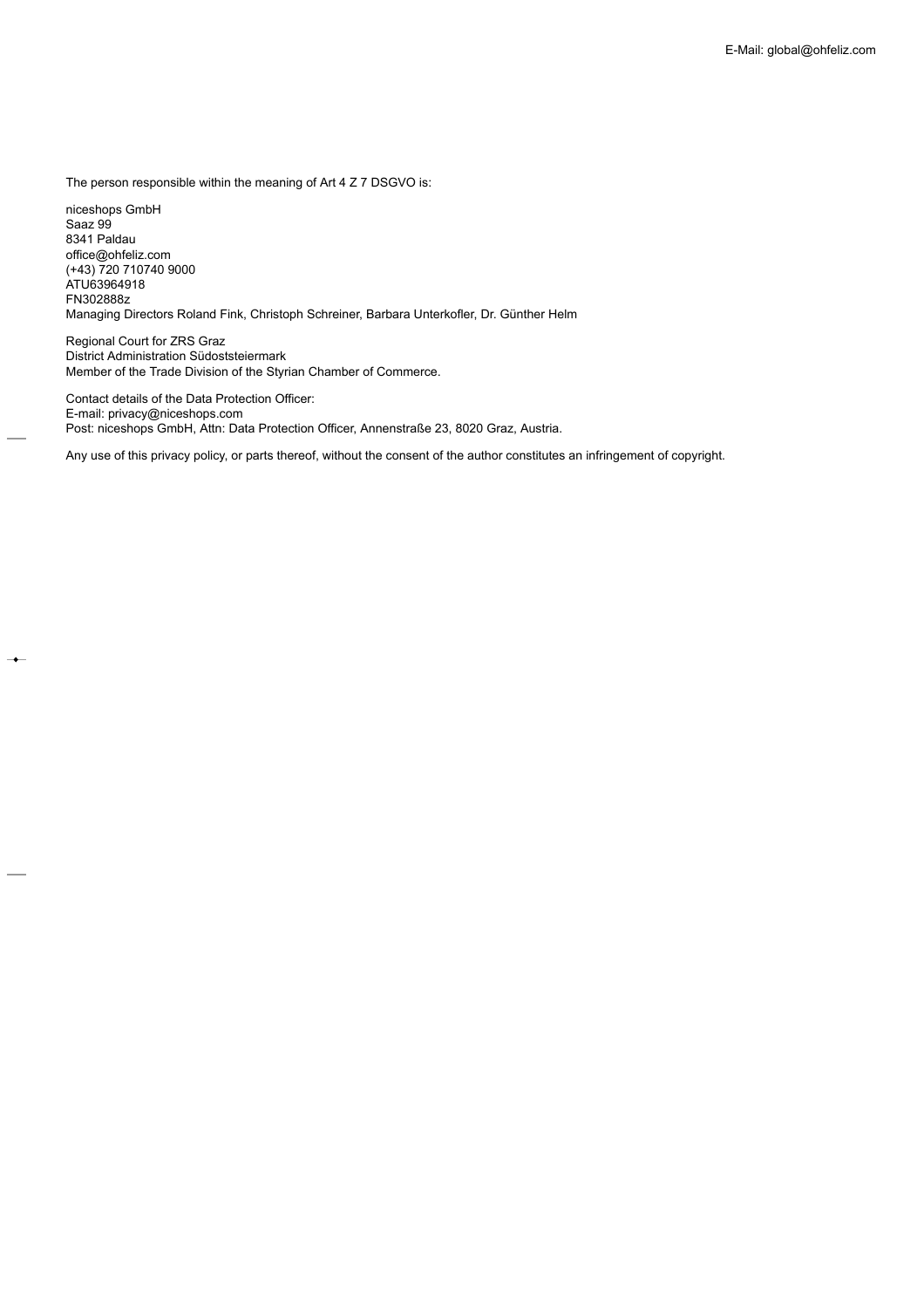The person responsible within the meaning of Art 4 Z 7 DSGVO is:

niceshops GmbH
Saaz 99
8341 Paldau
office@ohfeliz.com
(+43) 720 710740 9000
ATU63964918
FN302888z
Managing Directors Roland Fink, Christoph Schreiner, Barbara Unterkofler, Dr. Günther Helm

Regional Court for ZRS Graz
District Administration Südoststeiermark
Member of the Trade Division of the Styrian Chamber of Commerce.

Contact details of the Data Protection Officer:
E-mail: privacy@niceshops.com
Post: niceshops GmbH, Attn: Data Protection Officer, Annenstraße 23, 8020 Graz, Austria.

Any use of this privacy policy, or parts thereof, without the consent of the author constitutes an infringement of copyright.